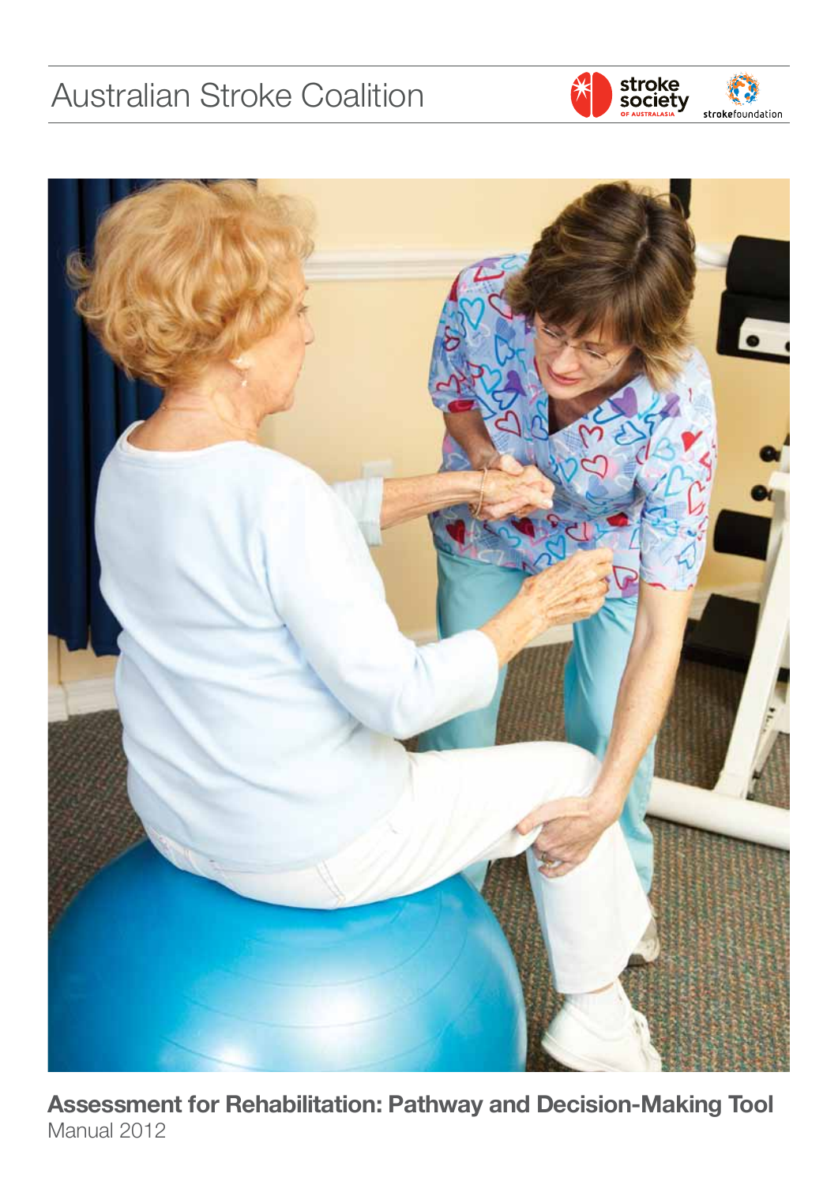Australian Stroke Coalition

stroke society OF AUSTRALASIA

strokefoundation

# Assessment for Rehabilitation: Pathway and Decision-Making Tool

Manual 2012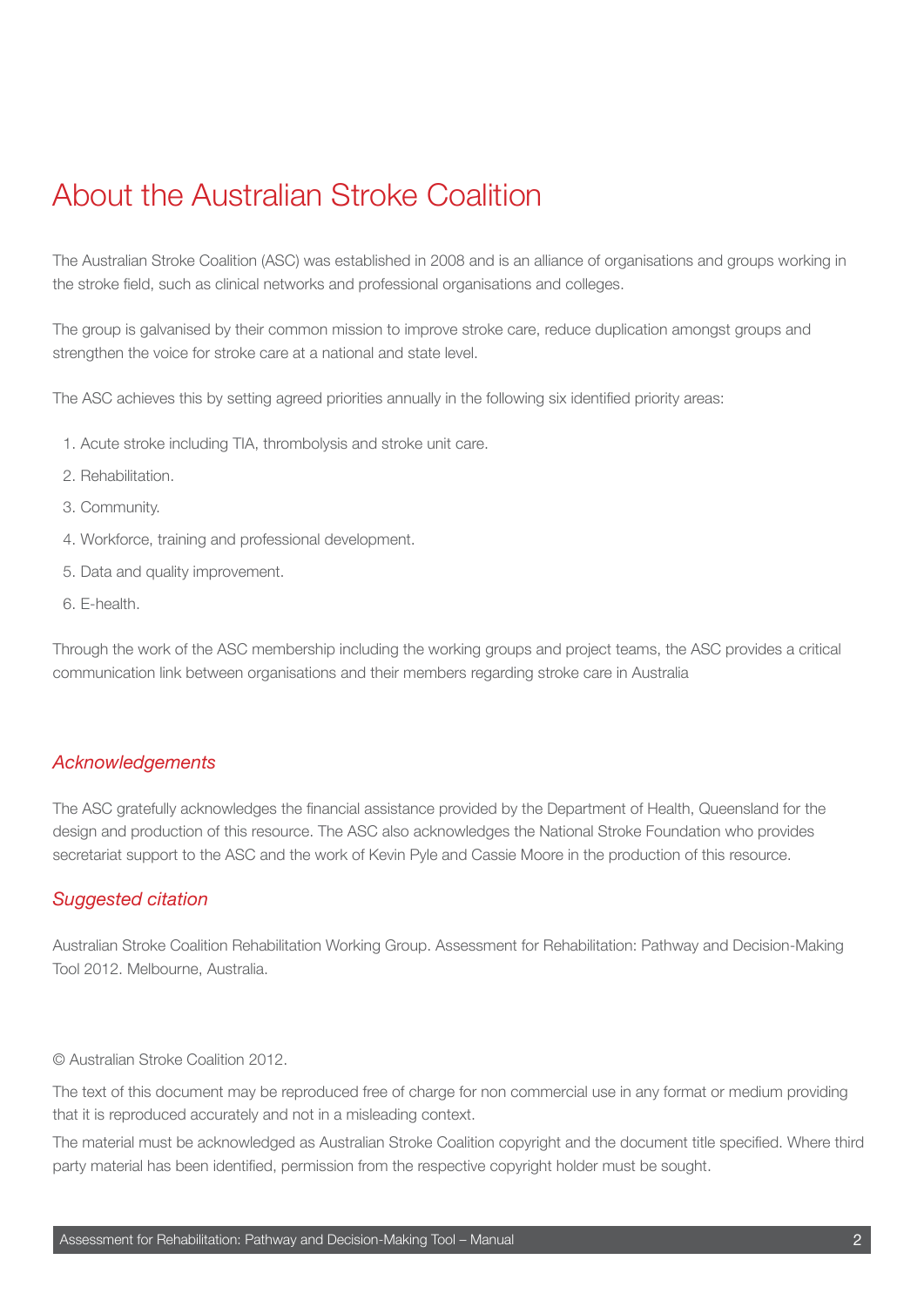# About the Australian Stroke Coalition

The Australian Stroke Coalition (ASC) was established in 2008 and is an alliance of organisations and groups working in the stroke field, such as clinical networks and professional organisations and colleges.

The group is galvanised by their common mission to improve stroke care, reduce duplication amongst groups and strengthen the voice for stroke care at a national and state level.

The ASC achieves this by setting agreed priorities annually in the following six identified priority areas:

1. Acute stroke including TIA, thrombolysis and stroke unit care.
2. Rehabilitation.
3. Community.
4. Workforce, training and professional development.
5. Data and quality improvement.
6. E-health.

Through the work of the ASC membership including the working groups and project teams, the ASC provides a critical communication link between organisations and their members regarding stroke care in Australia

### *Acknowledgements*

The ASC gratefully acknowledges the financial assistance provided by the Department of Health, Queensland for the design and production of this resource. The ASC also acknowledges the National Stroke Foundation who provides secretariat support to the ASC and the work of Kevin Pyle and Cassie Moore in the production of this resource.

### *Suggested citation*

Australian Stroke Coalition Rehabilitation Working Group. Assessment for Rehabilitation: Pathway and Decision-Making Tool 2012. Melbourne, Australia.

© Australian Stroke Coalition 2012.

The text of this document may be reproduced free of charge for non commercial use in any format or medium providing that it is reproduced accurately and not in a misleading context.

The material must be acknowledged as Australian Stroke Coalition copyright and the document title specified. Where third party material has been identified, permission from the respective copyright holder must be sought.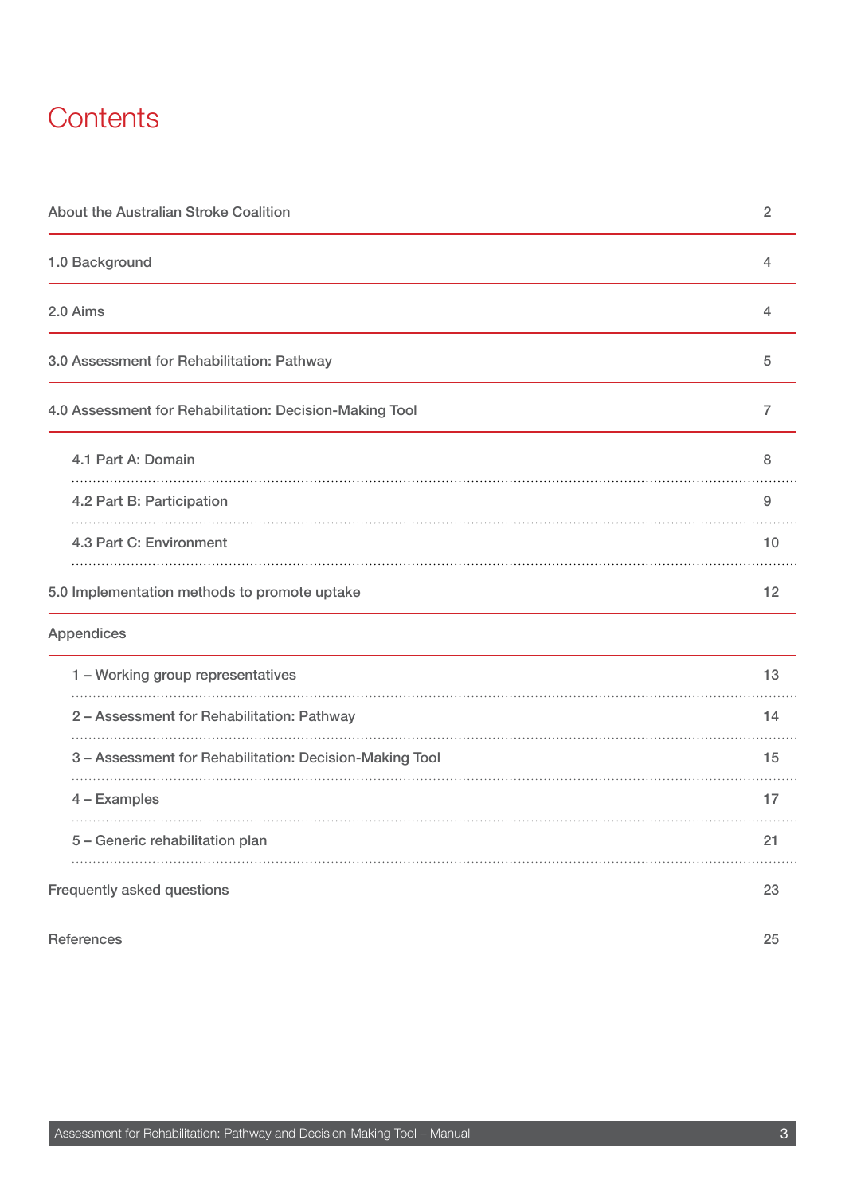# Contents

| | |
|---|---|
| About the Australian Stroke Coalition | 2 |
| 1.0 Background | 4 |
| 2.0 Aims | 4 |
| 3.0 Assessment for Rehabilitation: Pathway | 5 |
| 4.0 Assessment for Rehabilitation: Decision-Making Tool | 7 |
| 4.1 Part A: Domain | 8 |
| 4.2 Part B: Participation | 9 |
| 4.3 Part C: Environment | 10 |
| 5.0 Implementation methods to promote uptake | 12 |
| Appendices | |
| 1 – Working group representatives | 13 |
| 2 – Assessment for Rehabilitation: Pathway | 14 |
| 3 – Assessment for Rehabilitation: Decision-Making Tool | 15 |
| 4 – Examples | 17 |
| 5 – Generic rehabilitation plan | 21 |
| Frequently asked questions | 23 |
| References | 25 |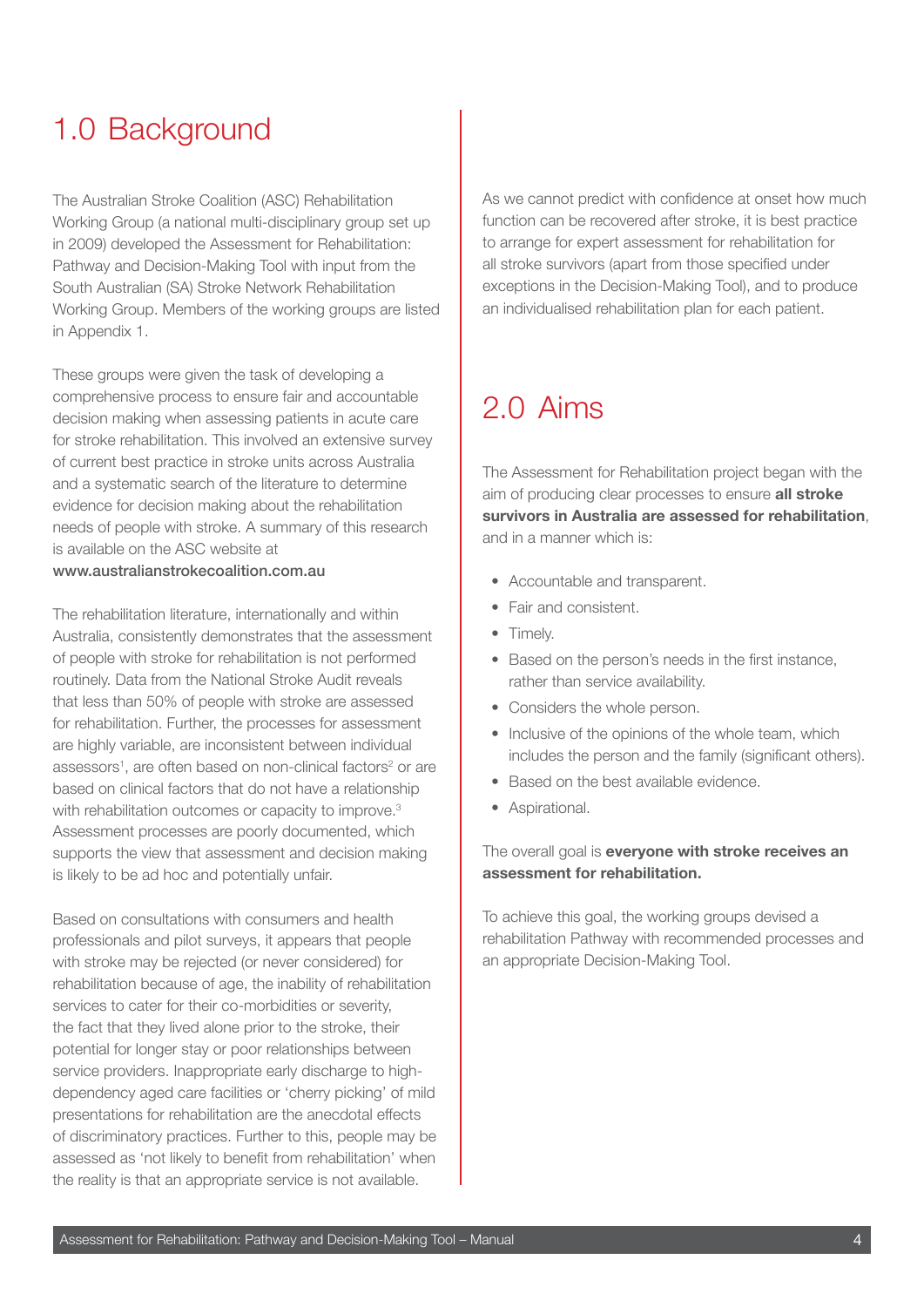# 1.0 Background

The Australian Stroke Coalition (ASC) Rehabilitation Working Group (a national multi-disciplinary group set up in 2009) developed the Assessment for Rehabilitation: Pathway and Decision-Making Tool with input from the South Australian (SA) Stroke Network Rehabilitation Working Group. Members of the working groups are listed in Appendix 1.

These groups were given the task of developing a comprehensive process to ensure fair and accountable decision making when assessing patients in acute care for stroke rehabilitation. This involved an extensive survey of current best practice in stroke units across Australia and a systematic search of the literature to determine evidence for decision making about the rehabilitation needs of people with stroke. A summary of this research is available on the ASC website at **www.australianstrokecoalition.com.au**

The rehabilitation literature, internationally and within Australia, consistently demonstrates that the assessment of people with stroke for rehabilitation is not performed routinely. Data from the National Stroke Audit reveals that less than 50% of people with stroke are assessed for rehabilitation. Further, the processes for assessment are highly variable, are inconsistent between individual assessors[1], are often based on non-clinical factors[2] or are based on clinical factors that do not have a relationship with rehabilitation outcomes or capacity to improve.[3] Assessment processes are poorly documented, which supports the view that assessment and decision making is likely to be ad hoc and potentially unfair.

Based on consultations with consumers and health professionals and pilot surveys, it appears that people with stroke may be rejected (or never considered) for rehabilitation because of age, the inability of rehabilitation services to cater for their co-morbidities or severity, the fact that they lived alone prior to the stroke, their potential for longer stay or poor relationships between service providers. Inappropriate early discharge to high-dependency aged care facilities or 'cherry picking' of mild presentations for rehabilitation are the anecdotal effects of discriminatory practices. Further to this, people may be assessed as 'not likely to benefit from rehabilitation' when the reality is that an appropriate service is not available.

As we cannot predict with confidence at onset how much function can be recovered after stroke, it is best practice to arrange for expert assessment for rehabilitation for all stroke survivors (apart from those specified under exceptions in the Decision-Making Tool), and to produce an individualised rehabilitation plan for each patient.

# 2.0 Aims

The Assessment for Rehabilitation project began with the aim of producing clear processes to ensure **all stroke survivors in Australia are assessed for rehabilitation**, and in a manner which is:

- Accountable and transparent.
- Fair and consistent.
- Timely.
- Based on the person's needs in the first instance, rather than service availability.
- Considers the whole person.
- Inclusive of the opinions of the whole team, which includes the person and the family (significant others).
- Based on the best available evidence.
- Aspirational.

The overall goal is **everyone with stroke receives an assessment for rehabilitation.**

To achieve this goal, the working groups devised a rehabilitation Pathway with recommended processes and an appropriate Decision-Making Tool.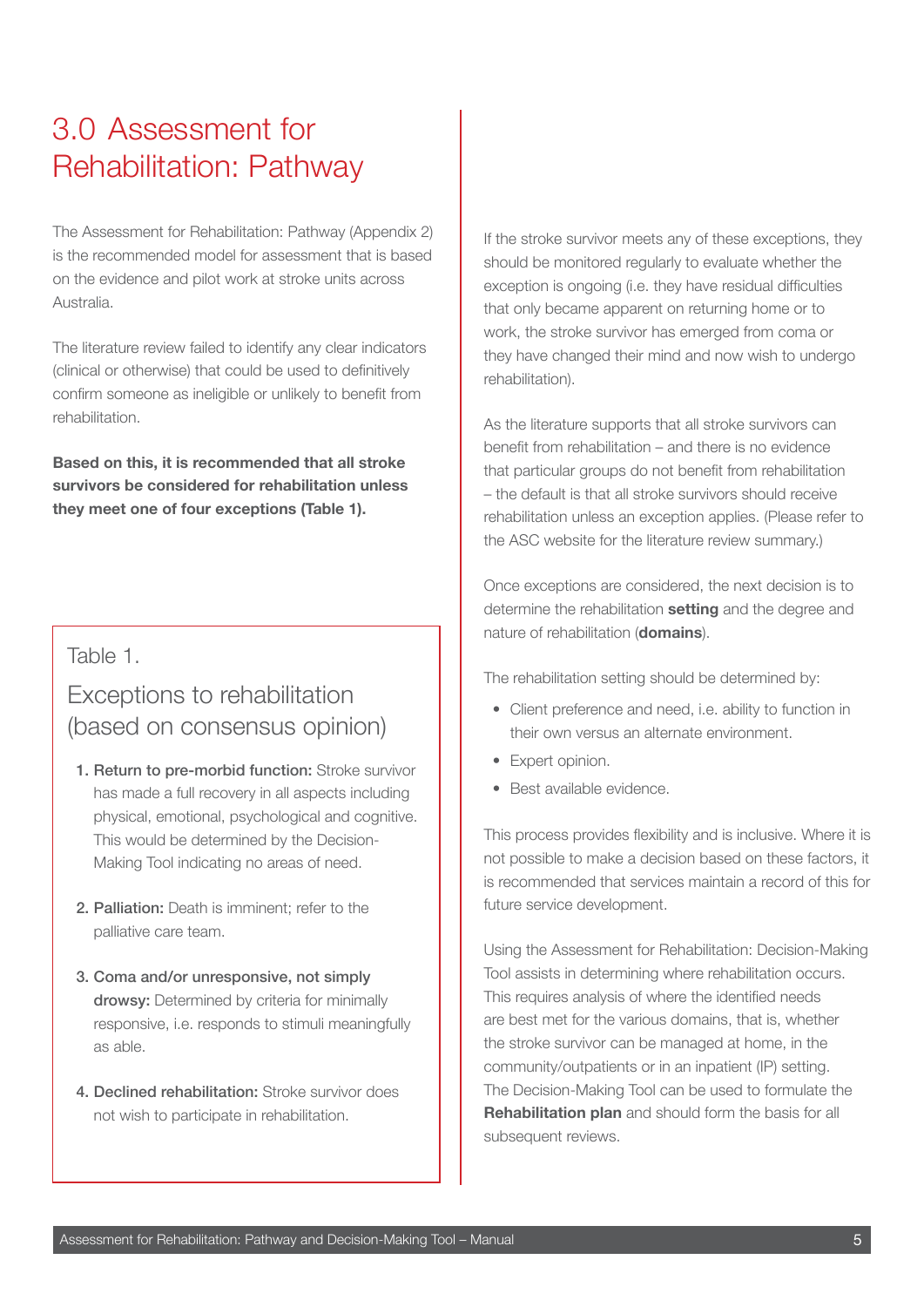# 3.0 Assessment for Rehabilitation: Pathway

The Assessment for Rehabilitation: Pathway (Appendix 2) is the recommended model for assessment that is based on the evidence and pilot work at stroke units across Australia.

The literature review failed to identify any clear indicators (clinical or otherwise) that could be used to definitively confirm someone as ineligible or unlikely to benefit from rehabilitation.

**Based on this, it is recommended that all stroke survivors be considered for rehabilitation unless they meet one of four exceptions (Table 1).**

Table 1.

Exceptions to rehabilitation (based on consensus opinion)

1. **Return to pre-morbid function:** Stroke survivor has made a full recovery in all aspects including physical, emotional, psychological and cognitive. This would be determined by the Decision-Making Tool indicating no areas of need.
2. **Palliation:** Death is imminent; refer to the palliative care team.
3. **Coma and/or unresponsive, not simply drowsy:** Determined by criteria for minimally responsive, i.e. responds to stimuli meaningfully as able.
4. **Declined rehabilitation:** Stroke survivor does not wish to participate in rehabilitation.

If the stroke survivor meets any of these exceptions, they should be monitored regularly to evaluate whether the exception is ongoing (i.e. they have residual difficulties that only became apparent on returning home or to work, the stroke survivor has emerged from coma or they have changed their mind and now wish to undergo rehabilitation).

As the literature supports that all stroke survivors can benefit from rehabilitation – and there is no evidence that particular groups do not benefit from rehabilitation – the default is that all stroke survivors should receive rehabilitation unless an exception applies. (Please refer to the ASC website for the literature review summary.)

Once exceptions are considered, the next decision is to determine the rehabilitation **setting** and the degree and nature of rehabilitation (**domains**).

The rehabilitation setting should be determined by:

- Client preference and need, i.e. ability to function in their own versus an alternate environment.
- Expert opinion.
- Best available evidence.

This process provides flexibility and is inclusive. Where it is not possible to make a decision based on these factors, it is recommended that services maintain a record of this for future service development.

Using the Assessment for Rehabilitation: Decision-Making Tool assists in determining where rehabilitation occurs. This requires analysis of where the identified needs are best met for the various domains, that is, whether the stroke survivor can be managed at home, in the community/outpatients or in an inpatient (IP) setting. The Decision-Making Tool can be used to formulate the **Rehabilitation plan** and should form the basis for all subsequent reviews.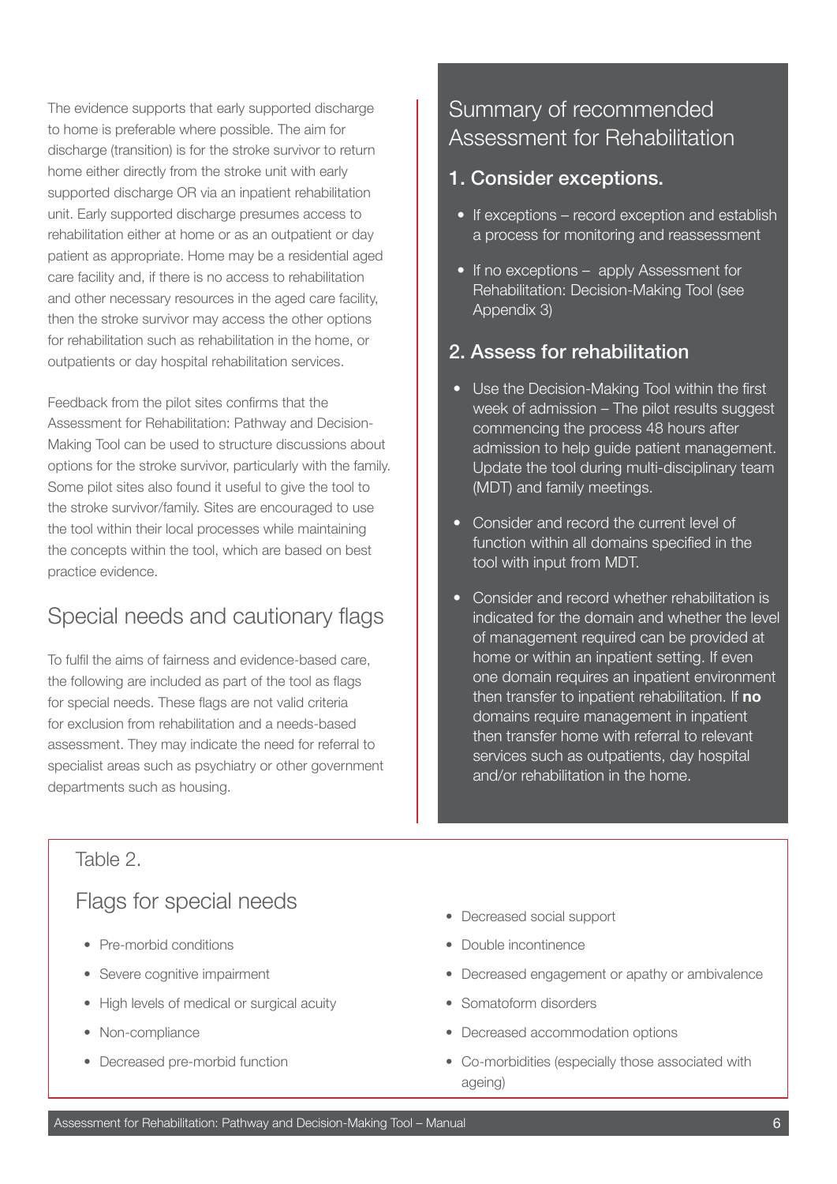The evidence supports that early supported discharge to home is preferable where possible. The aim for discharge (transition) is for the stroke survivor to return home either directly from the stroke unit with early supported discharge OR via an inpatient rehabilitation unit. Early supported discharge presumes access to rehabilitation either at home or as an outpatient or day patient as appropriate. Home may be a residential aged care facility and, if there is no access to rehabilitation and other necessary resources in the aged care facility, then the stroke survivor may access the other options for rehabilitation such as rehabilitation in the home, or outpatients or day hospital rehabilitation services.

Feedback from the pilot sites confirms that the Assessment for Rehabilitation: Pathway and Decision-Making Tool can be used to structure discussions about options for the stroke survivor, particularly with the family. Some pilot sites also found it useful to give the tool to the stroke survivor/family. Sites are encouraged to use the tool within their local processes while maintaining the concepts within the tool, which are based on best practice evidence.

## Special needs and cautionary flags

To fulfil the aims of fairness and evidence-based care, the following are included as part of the tool as flags for special needs. These flags are not valid criteria for exclusion from rehabilitation and a needs-based assessment. They may indicate the need for referral to specialist areas such as psychiatry or other government departments such as housing.

## Summary of recommended Assessment for Rehabilitation

### 1. Consider exceptions.

- If exceptions – record exception and establish a process for monitoring and reassessment
- If no exceptions – apply Assessment for Rehabilitation: Decision-Making Tool (see Appendix 3)

### 2. Assess for rehabilitation

- Use the Decision-Making Tool within the first week of admission – The pilot results suggest commencing the process 48 hours after admission to help guide patient management. Update the tool during multi-disciplinary team (MDT) and family meetings.
- Consider and record the current level of function within all domains specified in the tool with input from MDT.
- Consider and record whether rehabilitation is indicated for the domain and whether the level of management required can be provided at home or within an inpatient setting. If even one domain requires an inpatient environment then transfer to inpatient rehabilitation. If **no** domains require management in inpatient then transfer home with referral to relevant services such as outpatients, day hospital and/or rehabilitation in the home.

Table 2.

### Flags for special needs

- Pre-morbid conditions
- Severe cognitive impairment
- High levels of medical or surgical acuity
- Non-compliance
- Decreased pre-morbid function
- Decreased social support
- Double incontinence
- Decreased engagement or apathy or ambivalence
- Somatoform disorders
- Decreased accommodation options
- Co-morbidities (especially those associated with ageing)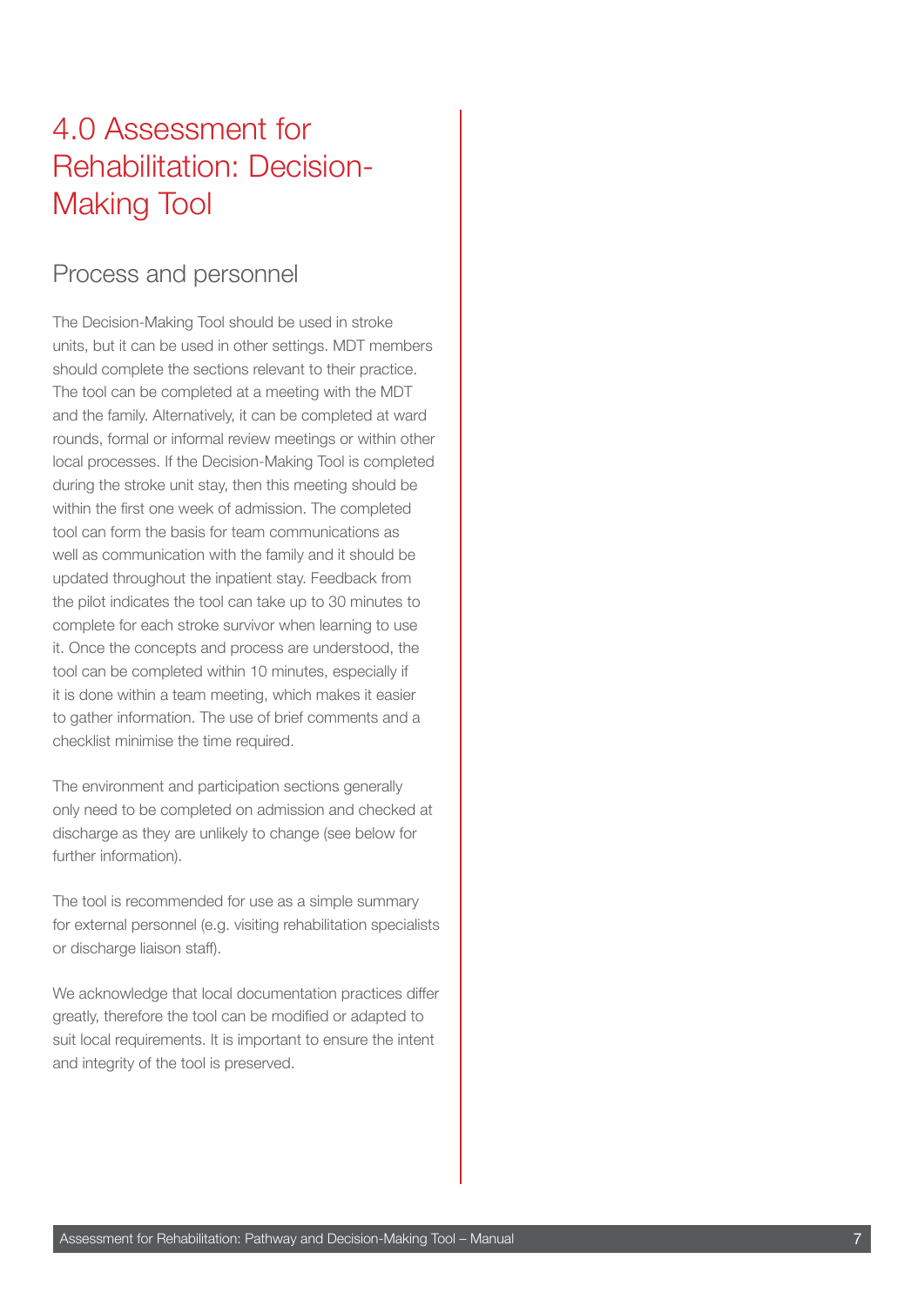# 4.0 Assessment for Rehabilitation: Decision-Making Tool

## Process and personnel

The Decision-Making Tool should be used in stroke units, but it can be used in other settings. MDT members should complete the sections relevant to their practice. The tool can be completed at a meeting with the MDT and the family. Alternatively, it can be completed at ward rounds, formal or informal review meetings or within other local processes. If the Decision-Making Tool is completed during the stroke unit stay, then this meeting should be within the first one week of admission. The completed tool can form the basis for team communications as well as communication with the family and it should be updated throughout the inpatient stay. Feedback from the pilot indicates the tool can take up to 30 minutes to complete for each stroke survivor when learning to use it. Once the concepts and process are understood, the tool can be completed within 10 minutes, especially if it is done within a team meeting, which makes it easier to gather information. The use of brief comments and a checklist minimise the time required.

The environment and participation sections generally only need to be completed on admission and checked at discharge as they are unlikely to change (see below for further information).

The tool is recommended for use as a simple summary for external personnel (e.g. visiting rehabilitation specialists or discharge liaison staff).

We acknowledge that local documentation practices differ greatly, therefore the tool can be modified or adapted to suit local requirements. It is important to ensure the intent and integrity of the tool is preserved.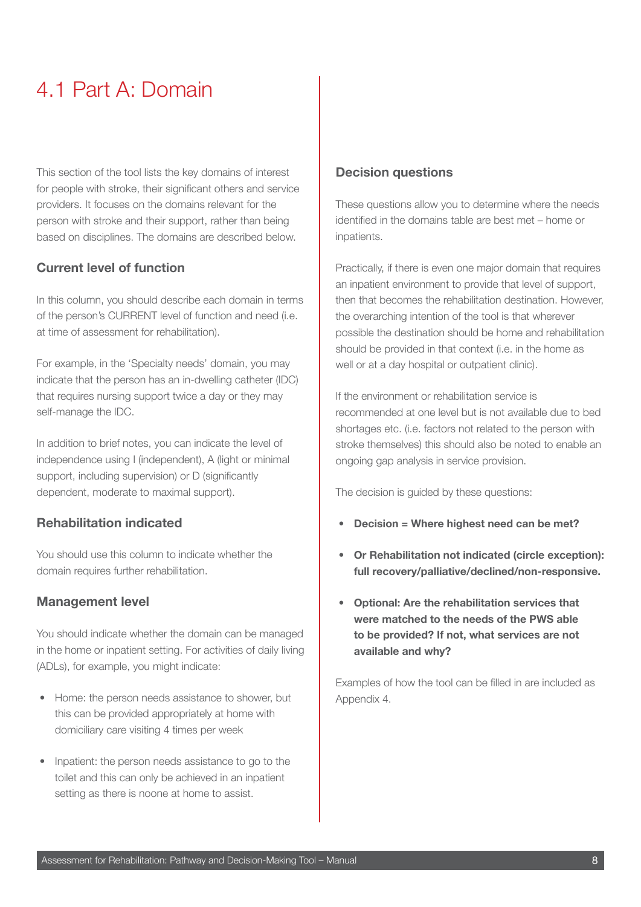# 4.1 Part A: Domain

This section of the tool lists the key domains of interest for people with stroke, their significant others and service providers. It focuses on the domains relevant for the person with stroke and their support, rather than being based on disciplines. The domains are described below.

### Current level of function

In this column, you should describe each domain in terms of the person's CURRENT level of function and need (i.e. at time of assessment for rehabilitation).

For example, in the 'Specialty needs' domain, you may indicate that the person has an in-dwelling catheter (IDC) that requires nursing support twice a day or they may self-manage the IDC.

In addition to brief notes, you can indicate the level of independence using I (independent), A (light or minimal support, including supervision) or D (significantly dependent, moderate to maximal support).

### Rehabilitation indicated

You should use this column to indicate whether the domain requires further rehabilitation.

### Management level

You should indicate whether the domain can be managed in the home or inpatient setting. For activities of daily living (ADLs), for example, you might indicate:

- Home: the person needs assistance to shower, but this can be provided appropriately at home with domiciliary care visiting 4 times per week
- Inpatient: the person needs assistance to go to the toilet and this can only be achieved in an inpatient setting as there is noone at home to assist.

### Decision questions

These questions allow you to determine where the needs identified in the domains table are best met – home or inpatients.

Practically, if there is even one major domain that requires an inpatient environment to provide that level of support, then that becomes the rehabilitation destination. However, the overarching intention of the tool is that wherever possible the destination should be home and rehabilitation should be provided in that context (i.e. in the home as well or at a day hospital or outpatient clinic).

If the environment or rehabilitation service is recommended at one level but is not available due to bed shortages etc. (i.e. factors not related to the person with stroke themselves) this should also be noted to enable an ongoing gap analysis in service provision.

The decision is guided by these questions:

- **Decision = Where highest need can be met?**
- **Or Rehabilitation not indicated (circle exception): full recovery/palliative/declined/non-responsive.**
- **Optional: Are the rehabilitation services that were matched to the needs of the PWS able to be provided? If not, what services are not available and why?**

Examples of how the tool can be filled in are included as Appendix 4.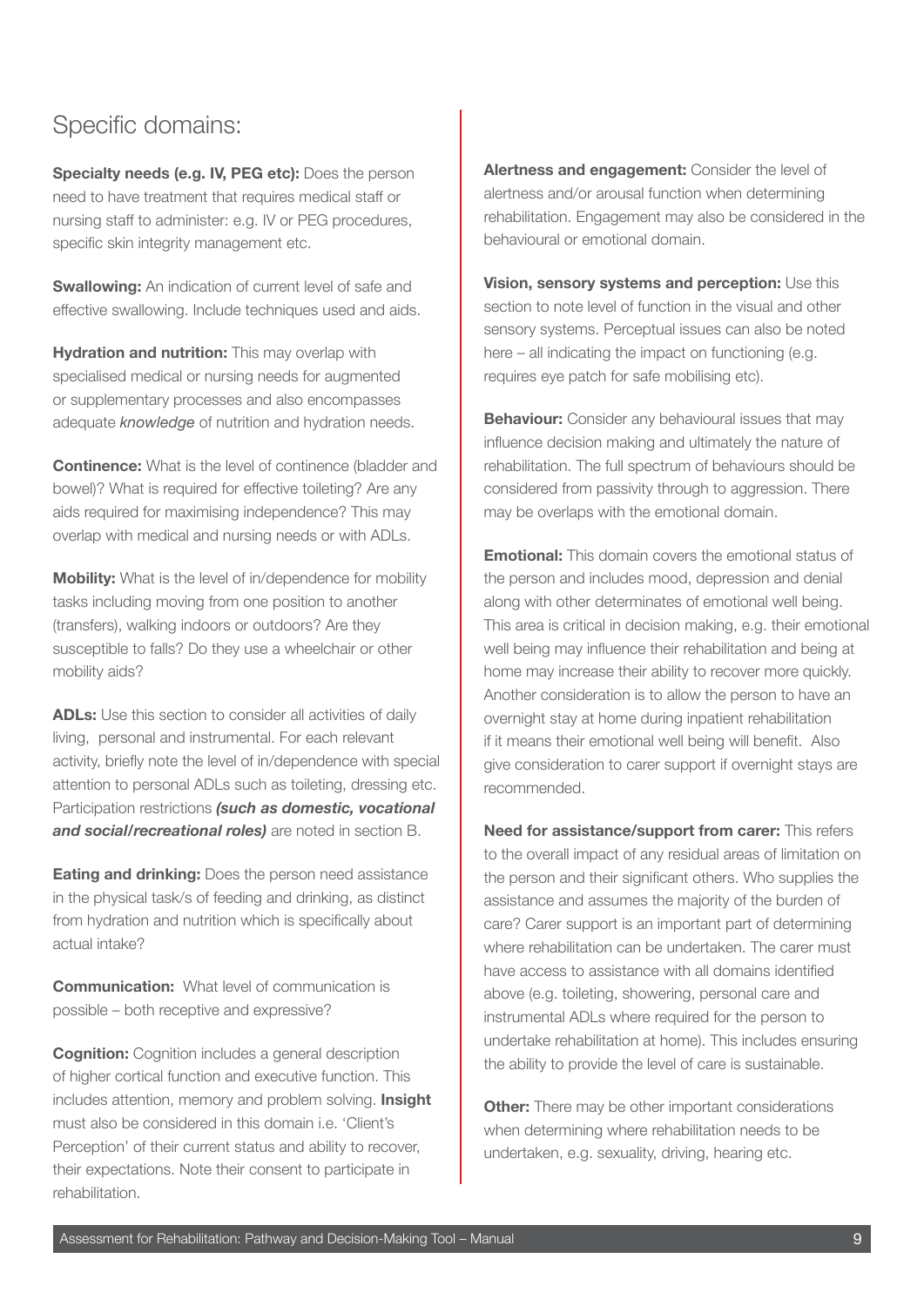## Specific domains:

**Specialty needs (e.g. IV, PEG etc):** Does the person need to have treatment that requires medical staff or nursing staff to administer: e.g. IV or PEG procedures, specific skin integrity management etc.

**Swallowing:** An indication of current level of safe and effective swallowing. Include techniques used and aids.

**Hydration and nutrition:** This may overlap with specialised medical or nursing needs for augmented or supplementary processes and also encompasses adequate *knowledge* of nutrition and hydration needs.

**Continence:** What is the level of continence (bladder and bowel)? What is required for effective toileting? Are any aids required for maximising independence? This may overlap with medical and nursing needs or with ADLs.

**Mobility:** What is the level of in/dependence for mobility tasks including moving from one position to another (transfers), walking indoors or outdoors? Are they susceptible to falls? Do they use a wheelchair or other mobility aids?

**ADLs:** Use this section to consider all activities of daily living, personal and instrumental. For each relevant activity, briefly note the level of in/dependence with special attention to personal ADLs such as toileting, dressing etc. Participation restrictions ***(such as domestic, vocational and social/recreational roles)*** are noted in section B.

**Eating and drinking:** Does the person need assistance in the physical task/s of feeding and drinking, as distinct from hydration and nutrition which is specifically about actual intake?

**Communication:** What level of communication is possible – both receptive and expressive?

**Cognition:** Cognition includes a general description of higher cortical function and executive function. This includes attention, memory and problem solving. **Insight** must also be considered in this domain i.e. 'Client's Perception' of their current status and ability to recover, their expectations. Note their consent to participate in rehabilitation.

**Alertness and engagement:** Consider the level of alertness and/or arousal function when determining rehabilitation. Engagement may also be considered in the behavioural or emotional domain.

**Vision, sensory systems and perception:** Use this section to note level of function in the visual and other sensory systems. Perceptual issues can also be noted here – all indicating the impact on functioning (e.g. requires eye patch for safe mobilising etc).

**Behaviour:** Consider any behavioural issues that may influence decision making and ultimately the nature of rehabilitation. The full spectrum of behaviours should be considered from passivity through to aggression. There may be overlaps with the emotional domain.

**Emotional:** This domain covers the emotional status of the person and includes mood, depression and denial along with other determinates of emotional well being. This area is critical in decision making, e.g. their emotional well being may influence their rehabilitation and being at home may increase their ability to recover more quickly. Another consideration is to allow the person to have an overnight stay at home during inpatient rehabilitation if it means their emotional well being will benefit. Also give consideration to carer support if overnight stays are recommended.

**Need for assistance/support from carer:** This refers to the overall impact of any residual areas of limitation on the person and their significant others. Who supplies the assistance and assumes the majority of the burden of care? Carer support is an important part of determining where rehabilitation can be undertaken. The carer must have access to assistance with all domains identified above (e.g. toileting, showering, personal care and instrumental ADLs where required for the person to undertake rehabilitation at home). This includes ensuring the ability to provide the level of care is sustainable.

**Other:** There may be other important considerations when determining where rehabilitation needs to be undertaken, e.g. sexuality, driving, hearing etc.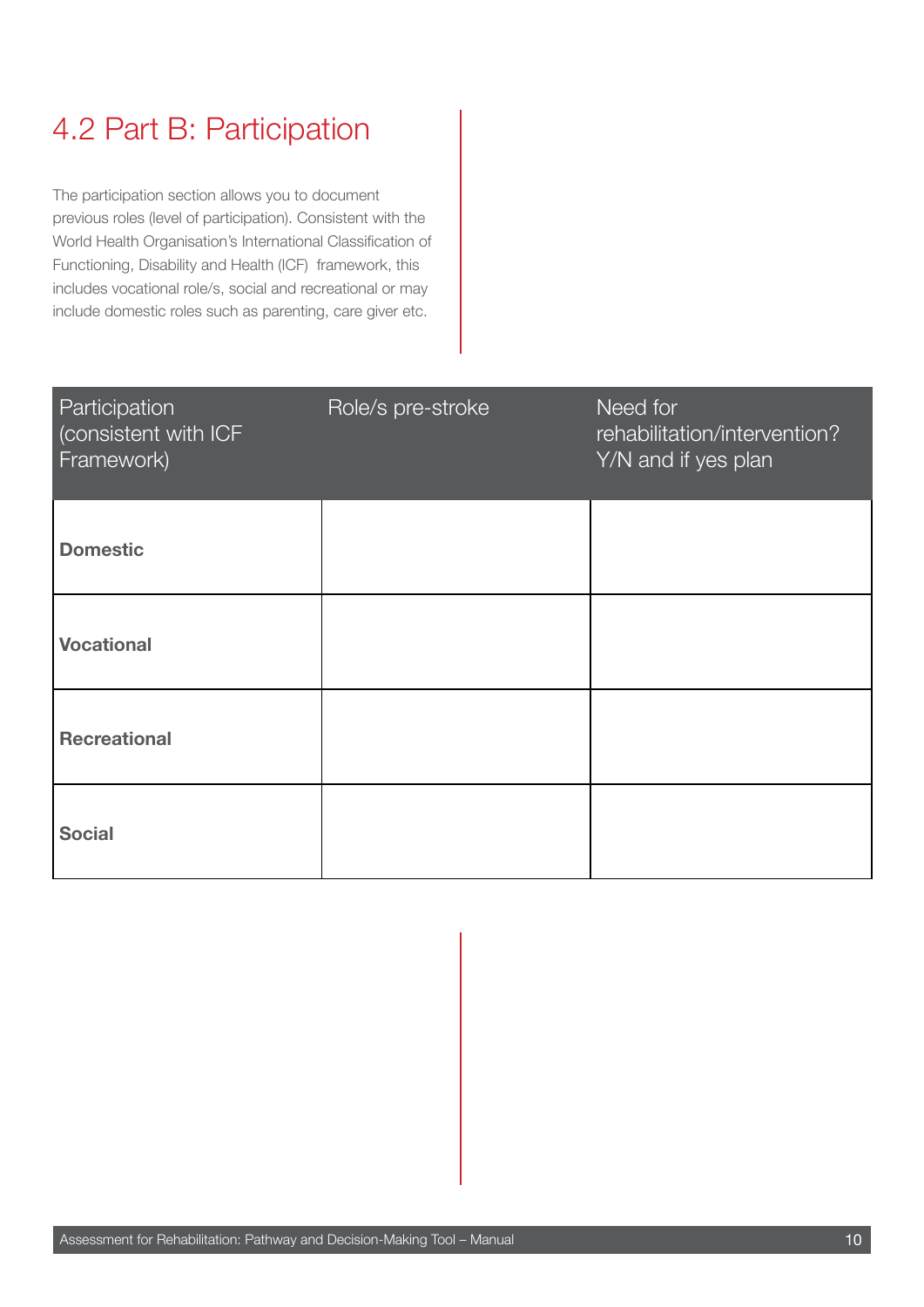## 4.2 Part B: Participation

The participation section allows you to document previous roles (level of participation). Consistent with the World Health Organisation's International Classification of Functioning, Disability and Health (ICF) framework, this includes vocational role/s, social and recreational or may include domestic roles such as parenting, care giver etc.

| Participation (consistent with ICF Framework) | Role/s pre-stroke | Need for rehabilitation/intervention? Y/N and if yes plan |
|---|---|---|
| **Domestic** | | |
| **Vocational** | | |
| **Recreational** | | |
| **Social** | | |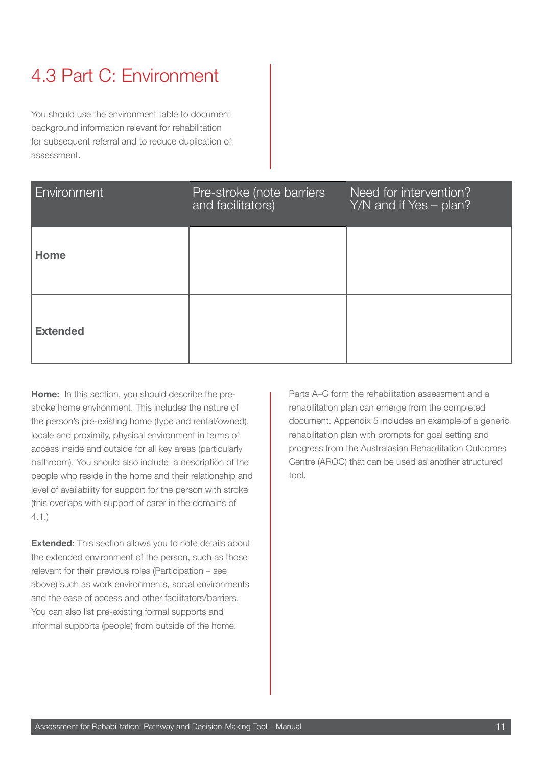## 4.3 Part C: Environment

You should use the environment table to document background information relevant for rehabilitation for subsequent referral and to reduce duplication of assessment.

| Environment | Pre-stroke (note barriers and facilitators) | Need for intervention? Y/N and if Yes – plan? |
|---|---|---|
| **Home** | | |
| **Extended** | | |

**Home:** In this section, you should describe the pre-stroke home environment. This includes the nature of the person's pre-existing home (type and rental/owned), locale and proximity, physical environment in terms of access inside and outside for all key areas (particularly bathroom). You should also include a description of the people who reside in the home and their relationship and level of availability for support for the person with stroke (this overlaps with support of carer in the domains of 4.1.)

**Extended**: This section allows you to note details about the extended environment of the person, such as those relevant for their previous roles (Participation – see above) such as work environments, social environments and the ease of access and other facilitators/barriers. You can also list pre-existing formal supports and informal supports (people) from outside of the home.

Parts A–C form the rehabilitation assessment and a rehabilitation plan can emerge from the completed document. Appendix 5 includes an example of a generic rehabilitation plan with prompts for goal setting and progress from the Australasian Rehabilitation Outcomes Centre (AROC) that can be used as another structured tool.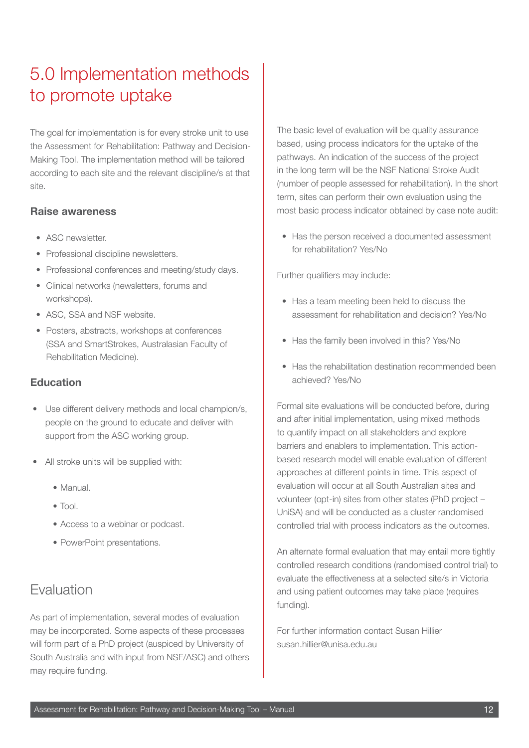# 5.0 Implementation methods to promote uptake

The goal for implementation is for every stroke unit to use the Assessment for Rehabilitation: Pathway and Decision-Making Tool. The implementation method will be tailored according to each site and the relevant discipline/s at that site.

### Raise awareness

- ASC newsletter.
- Professional discipline newsletters.
- Professional conferences and meeting/study days.
- Clinical networks (newsletters, forums and workshops).
- ASC, SSA and NSF website.
- Posters, abstracts, workshops at conferences (SSA and SmartStrokes, Australasian Faculty of Rehabilitation Medicine).

### Education

- Use different delivery methods and local champion/s, people on the ground to educate and deliver with support from the ASC working group.
- All stroke units will be supplied with:
  - Manual.
  - Tool.
  - Access to a webinar or podcast.
  - PowerPoint presentations.

## Evaluation

As part of implementation, several modes of evaluation may be incorporated. Some aspects of these processes will form part of a PhD project (auspiced by University of South Australia and with input from NSF/ASC) and others may require funding.

The basic level of evaluation will be quality assurance based, using process indicators for the uptake of the pathways. An indication of the success of the project in the long term will be the NSF National Stroke Audit (number of people assessed for rehabilitation). In the short term, sites can perform their own evaluation using the most basic process indicator obtained by case note audit:

- Has the person received a documented assessment for rehabilitation? Yes/No

Further qualifiers may include:

- Has a team meeting been held to discuss the assessment for rehabilitation and decision? Yes/No
- Has the family been involved in this? Yes/No
- Has the rehabilitation destination recommended been achieved? Yes/No

Formal site evaluations will be conducted before, during and after initial implementation, using mixed methods to quantify impact on all stakeholders and explore barriers and enablers to implementation. This action-based research model will enable evaluation of different approaches at different points in time. This aspect of evaluation will occur at all South Australian sites and volunteer (opt-in) sites from other states (PhD project – UniSA) and will be conducted as a cluster randomised controlled trial with process indicators as the outcomes.

An alternate formal evaluation that may entail more tightly controlled research conditions (randomised control trial) to evaluate the effectiveness at a selected site/s in Victoria and using patient outcomes may take place (requires funding).

For further information contact Susan Hillier susan.hillier@unisa.edu.au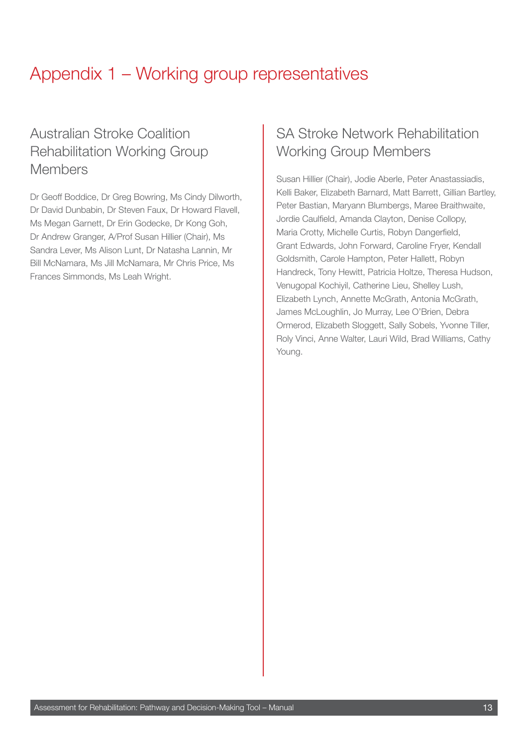# Appendix 1 – Working group representatives

## Australian Stroke Coalition Rehabilitation Working Group Members

Dr Geoff Boddice, Dr Greg Bowring, Ms Cindy Dilworth, Dr David Dunbabin, Dr Steven Faux, Dr Howard Flavell, Ms Megan Garnett, Dr Erin Godecke, Dr Kong Goh, Dr Andrew Granger, A/Prof Susan Hillier (Chair), Ms Sandra Lever, Ms Alison Lunt, Dr Natasha Lannin, Mr Bill McNamara, Ms Jill McNamara, Mr Chris Price, Ms Frances Simmonds, Ms Leah Wright.

## SA Stroke Network Rehabilitation Working Group Members

Susan Hillier (Chair), Jodie Aberle, Peter Anastassiadis, Kelli Baker, Elizabeth Barnard, Matt Barrett, Gillian Bartley, Peter Bastian, Maryann Blumbergs, Maree Braithwaite, Jordie Caulfield, Amanda Clayton, Denise Collopy, Maria Crotty, Michelle Curtis, Robyn Dangerfield, Grant Edwards, John Forward, Caroline Fryer, Kendall Goldsmith, Carole Hampton, Peter Hallett, Robyn Handreck, Tony Hewitt, Patricia Holtze, Theresa Hudson, Venugopal Kochiyil, Catherine Lieu, Shelley Lush, Elizabeth Lynch, Annette McGrath, Antonia McGrath, James McLoughlin, Jo Murray, Lee O'Brien, Debra Ormerod, Elizabeth Sloggett, Sally Sobels, Yvonne Tiller, Roly Vinci, Anne Walter, Lauri Wild, Brad Williams, Cathy Young.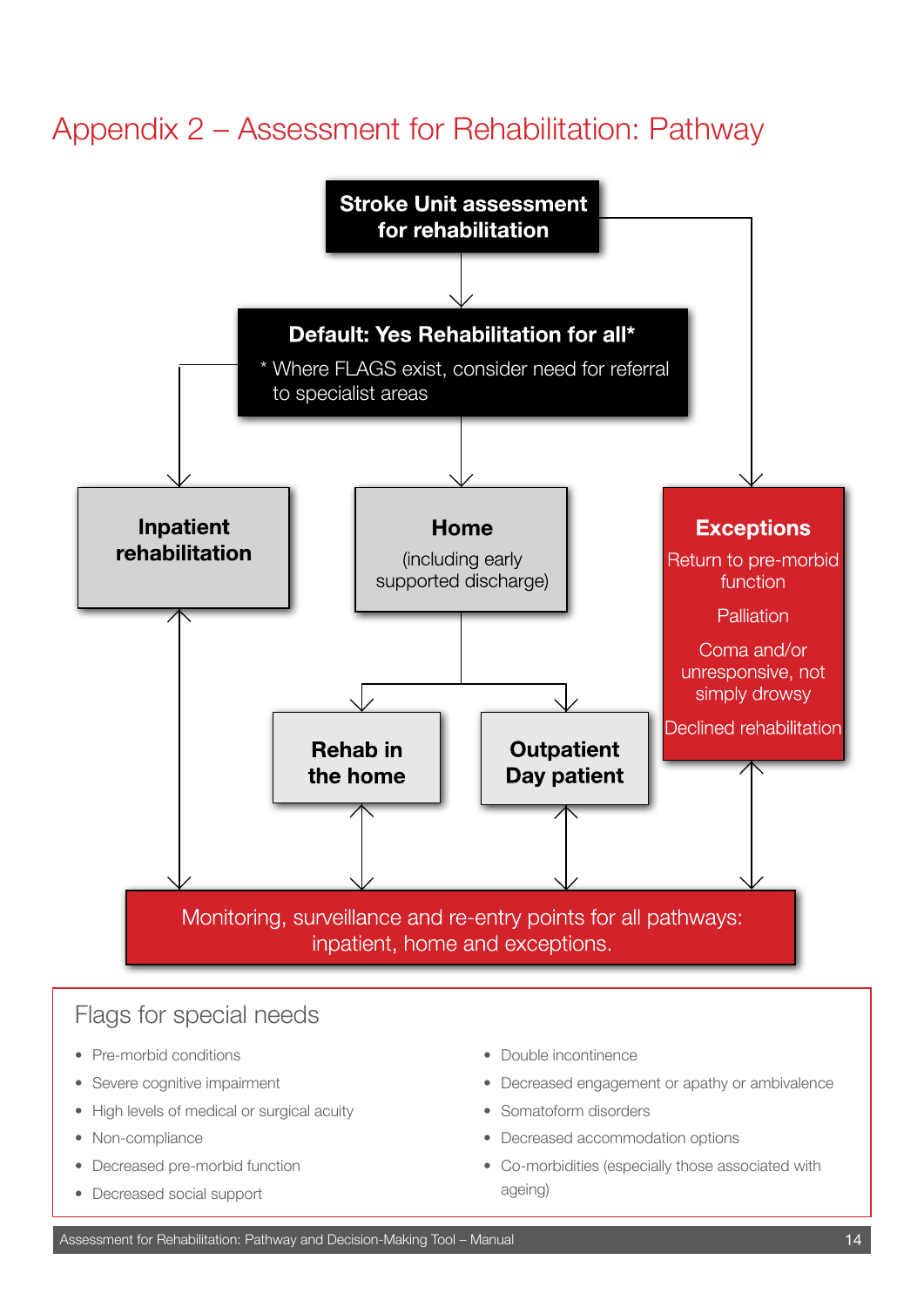# Appendix 2 – Assessment for Rehabilitation: Pathway

**Stroke Unit assessment for rehabilitation**

**Default: Yes Rehabilitation for all***

\* Where FLAGS exist, consider need for referral to specialist areas

**Inpatient rehabilitation**

**Home**

(including early supported discharge)

**Rehab in the home**

**Outpatient Day patient**

**Exceptions**

Return to pre-morbid function

Palliation

Coma and/or unresponsive, not simply drowsy

Declined rehabilitation

Monitoring, surveillance and re-entry points for all pathways: inpatient, home and exceptions.

## Flags for special needs

- Pre-morbid conditions
- Severe cognitive impairment
- High levels of medical or surgical acuity
- Non-compliance
- Decreased pre-morbid function
- Decreased social support
- Double incontinence
- Decreased engagement or apathy or ambivalence
- Somatoform disorders
- Decreased accommodation options
- Co-morbidities (especially those associated with ageing)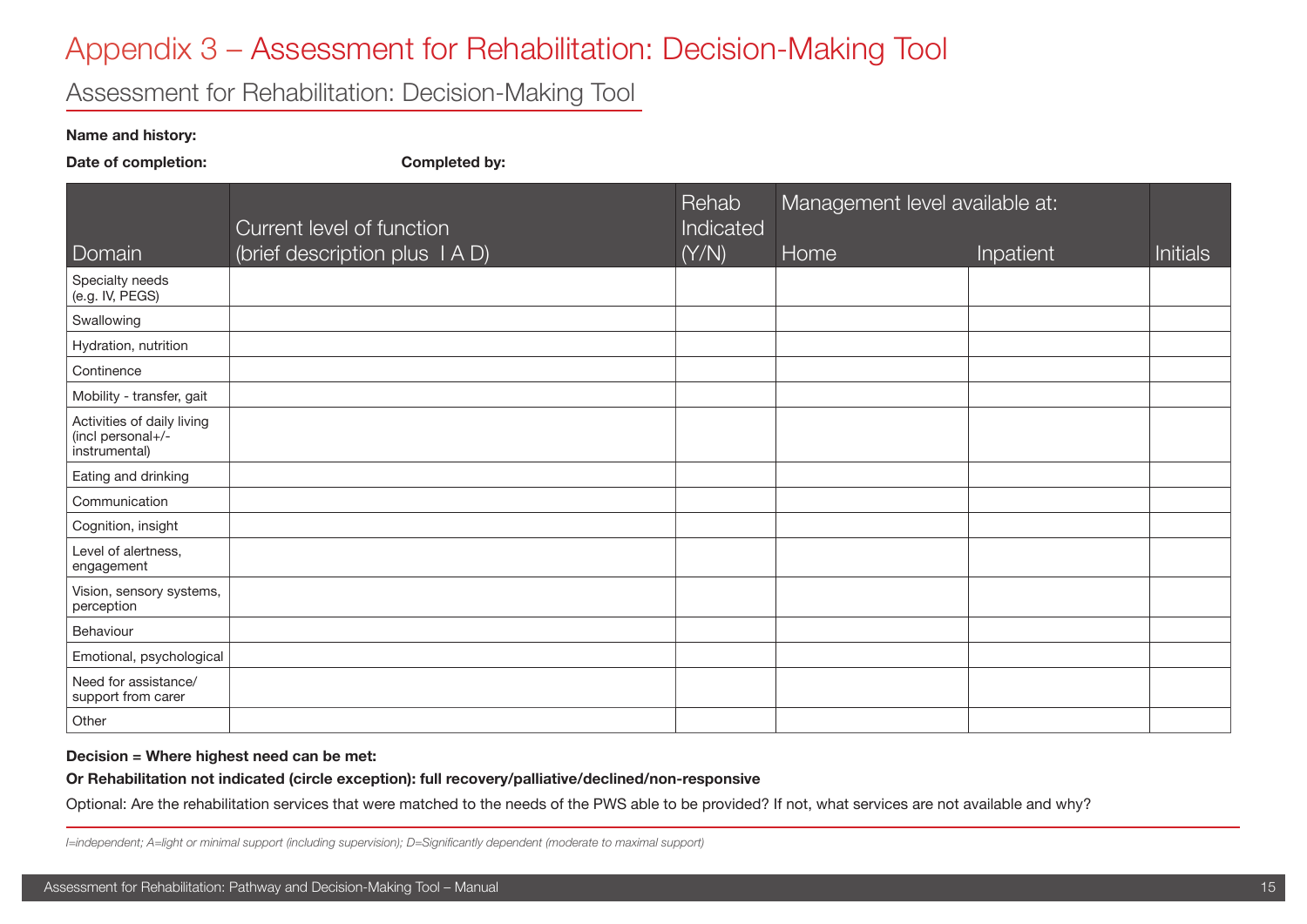# Appendix 3 – Assessment for Rehabilitation: Decision-Making Tool

## Assessment for Rehabilitation: Decision-Making Tool

**Name and history:**

**Date of completion:** **Completed by:**

| Domain | Current level of function (brief description plus I A D) | Rehab Indicated (Y/N) | Management level available at: Home | Inpatient | Initials |
|---|---|---|---|---|---|
| Specialty needs (e.g. IV, PEGS) | | | | | |
| Swallowing | | | | | |
| Hydration, nutrition | | | | | |
| Continence | | | | | |
| Mobility - transfer, gait | | | | | |
| Activities of daily living (incl personal+/- instrumental) | | | | | |
| Eating and drinking | | | | | |
| Communication | | | | | |
| Cognition, insight | | | | | |
| Level of alertness, engagement | | | | | |
| Vision, sensory systems, perception | | | | | |
| Behaviour | | | | | |
| Emotional, psychological | | | | | |
| Need for assistance/ support from carer | | | | | |
| Other | | | | | |

**Decision = Where highest need can be met:**

**Or Rehabilitation not indicated (circle exception): full recovery/palliative/declined/non-responsive**

Optional: Are the rehabilitation services that were matched to the needs of the PWS able to be provided? If not, what services are not available and why?

*I=independent; A=light or minimal support (including supervision); D=Significantly dependent (moderate to maximal support)*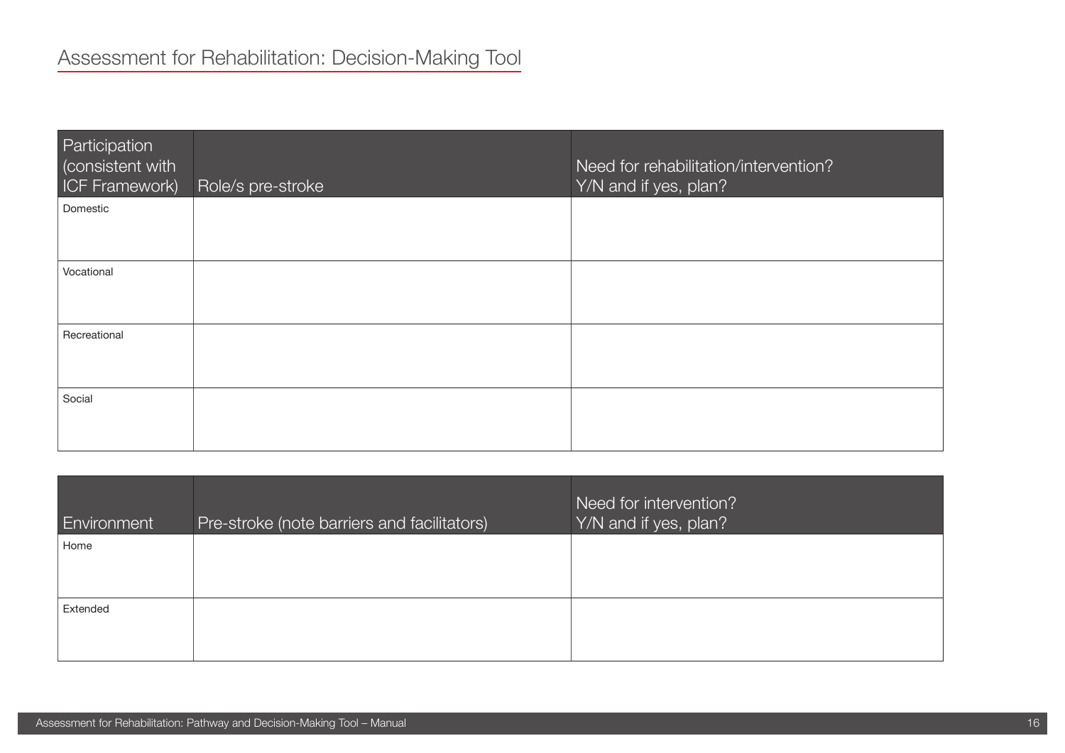## Assessment for Rehabilitation: Decision-Making Tool

| Participation (consistent with ICF Framework) | Role/s pre-stroke | Need for rehabilitation/intervention? Y/N and if yes, plan? |
|---|---|---|
| Domestic | | |
| Vocational | | |
| Recreational | | |
| Social | | |

| Environment | Pre-stroke (note barriers and facilitators) | Need for intervention? Y/N and if yes, plan? |
|---|---|---|
| Home | | |
| Extended | | |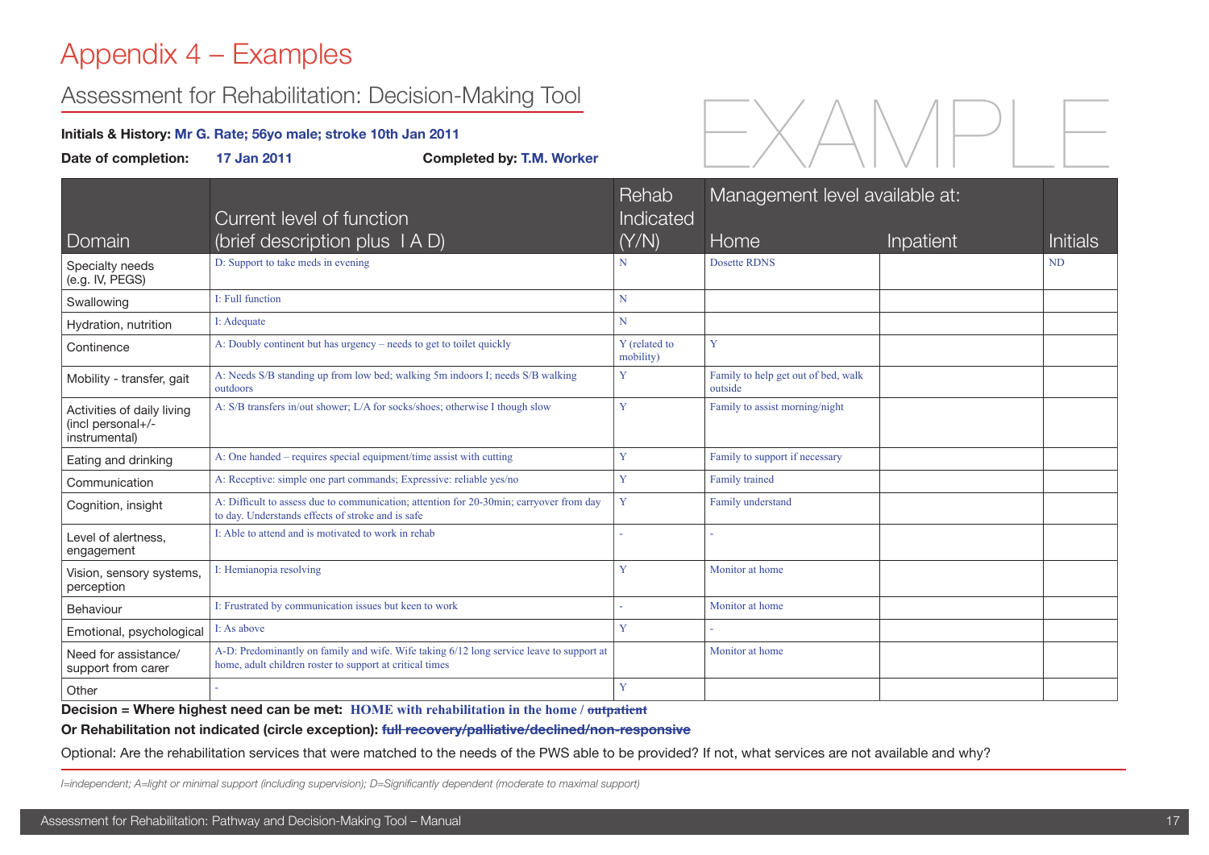# Appendix 4 – Examples

## Assessment for Rehabilitation: Decision-Making Tool

**Initials & History:** Mr G. Rate; 56yo male; stroke 10th Jan 2011

**Date of completion:** 17 Jan 2011 **Completed by:** T.M. Worker

EXAMPLE

| Domain | Current level of function (brief description plus I A D) | Rehab Indicated (Y/N) | Management level available at: | | Initials |
|---|---|---|---|---|---|
| | | | Home | Inpatient | |
| Specialty needs (e.g. IV, PEGS) | D: Support to take meds in evening | N | Dosette RDNS | | ND |
| Swallowing | I: Full function | N | | | |
| Hydration, nutrition | I: Adequate | N | | | |
| Continence | A: Doubly continent but has urgency – needs to get to toilet quickly | Y (related to mobility) | Y | | |
| Mobility - transfer, gait | A: Needs S/B standing up from low bed; walking 5m indoors I; needs S/B walking outdoors | Y | Family to help get out of bed, walk outside | | |
| Activities of daily living (incl personal+/- instrumental) | A: S/B transfers in/out shower; L/A for socks/shoes; otherwise I though slow | Y | Family to assist morning/night | | |
| Eating and drinking | A: One handed – requires special equipment/time assist with cutting | Y | Family to support if necessary | | |
| Communication | A: Receptive: simple one part commands; Expressive: reliable yes/no | Y | Family trained | | |
| Cognition, insight | A: Difficult to assess due to communication; attention for 20-30min; carryover from day to day. Understands effects of stroke and is safe | Y | Family understand | | |
| Level of alertness, engagement | I: Able to attend and is motivated to work in rehab | - | - | | |
| Vision, sensory systems, perception | I: Hemianopia resolving | Y | Monitor at home | | |
| Behaviour | I: Frustrated by communication issues but keen to work | - | Monitor at home | | |
| Emotional, psychological | I: As above | Y | - | | |
| Need for assistance/ support from carer | A-D: Predominantly on family and wife. Wife taking 6/12 long service leave to support at home, adult children roster to support at critical times | | Monitor at home | | |
| Other | - | Y | | | |

**Decision = Where highest need can be met:** HOME with rehabilitation in the home / ~~outpatient~~

**Or Rehabilitation not indicated (circle exception):** ~~full recovery/palliative/declined/non-responsive~~

Optional: Are the rehabilitation services that were matched to the needs of the PWS able to be provided? If not, what services are not available and why?

*I=independent; A=light or minimal support (including supervision); D=Significantly dependent (moderate to maximal support)*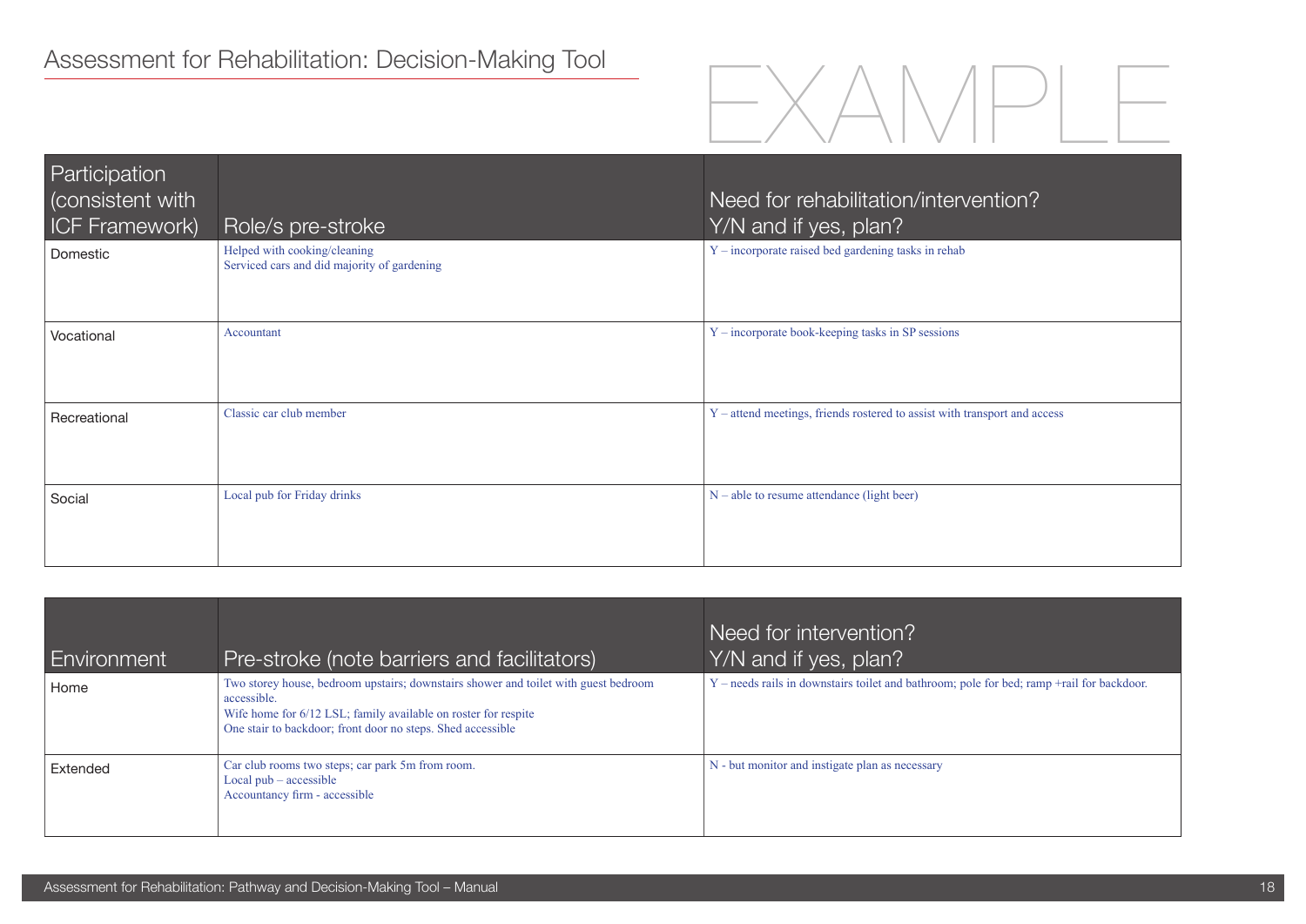# Assessment for Rehabilitation: Decision-Making Tool

EXAMPLE

| Participation (consistent with ICF Framework) | Role/s pre-stroke | Need for rehabilitation/intervention? Y/N and if yes, plan? |
|---|---|---|
| Domestic | Helped with cooking/cleaning<br>Serviced cars and did majority of gardening | Y – incorporate raised bed gardening tasks in rehab |
| Vocational | Accountant | Y – incorporate book-keeping tasks in SP sessions |
| Recreational | Classic car club member | Y – attend meetings, friends rostered to assist with transport and access |
| Social | Local pub for Friday drinks | N – able to resume attendance (light beer) |

| Environment | Pre-stroke (note barriers and facilitators) | Need for intervention? Y/N and if yes, plan? |
|---|---|---|
| Home | Two storey house, bedroom upstairs; downstairs shower and toilet with guest bedroom accessible.<br>Wife home for 6/12 LSL; family available on roster for respite<br>One stair to backdoor; front door no steps. Shed accessible | Y – needs rails in downstairs toilet and bathroom; pole for bed; ramp +rail for backdoor. |
| Extended | Car club rooms two steps; car park 5m from room.<br>Local pub – accessible<br>Accountancy firm - accessible | N - but monitor and instigate plan as necessary |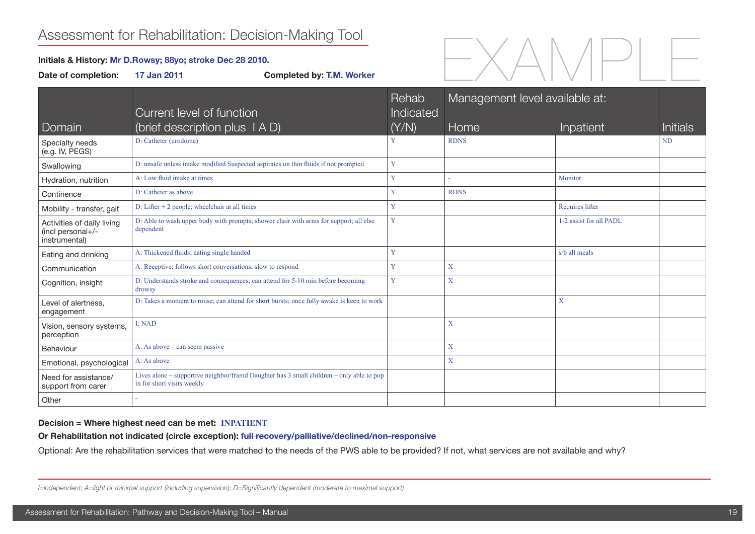# Assessment for Rehabilitation: Decision-Making Tool

EXAMPLE

**Initials & History:** Mr D.Rowsy; 88yo; stroke Dec 28 2010.

**Date of completion:** 17 Jan 2011 **Completed by:** T.M. Worker

| Domain | Current level of function (brief description plus I A D) | Rehab Indicated (Y/N) | Management level available at: Home | Inpatient | Initials |
|---|---|---|---|---|---|
| Specialty needs (e.g. IV, PEGS) | D: Catheter (urodome) | Y | RDNS | | ND |
| Swallowing | D: unsafe unless intake modified Suspected aspirates on thin fluids if not prompted | Y | | | |
| Hydration, nutrition | A: Low fluid intake at times | Y | - | Monitor | |
| Continence | D: Catheter as above | Y | RDNS | | |
| Mobility - transfer, gait | D: Lifter + 2 people; wheelchair at all times | Y | | Requires lifter | |
| Activities of daily living (incl personal+/- instrumental) | D: Able to wash upper body with prompts; shower chair with arms for support; all else dependent | Y | | 1-2 assist for all PADL | |
| Eating and drinking | A: Thickened fluids; eating single handed | Y | | s/b all meals | |
| Communication | A: Receptive: follows short conversations; slow to respond | Y | X | | |
| Cognition, insight | D: Understands stroke and consequences; can attend for 5-10 min before becoming drowsy | Y | X | | |
| Level of alertness, engagement | D: Takes a moment to rouse; can attend for short bursts; once fully awake is keen to work | | | X | |
| Vision, sensory systems, perception | I: NAD | | X | | |
| Behaviour | A: As above – can seem passive | | X | | |
| Emotional, psychological | A: As above | | X | | |
| Need for assistance/ support from carer | Lives alone – supportive neighbor/friend Daughter has 3 small children – only able to pop in for short visits weekly | | | | |
| Other | - | | | | |

**Decision = Where highest need can be met:** INPATIENT

**Or Rehabilitation not indicated (circle exception):** ~~full recovery/palliative/declined/non-responsive~~

Optional: Are the rehabilitation services that were matched to the needs of the PWS able to be provided? If not, what services are not available and why?

*I=independent; A=light or minimal support (including supervision); D=Significantly dependent (moderate to maximal support)*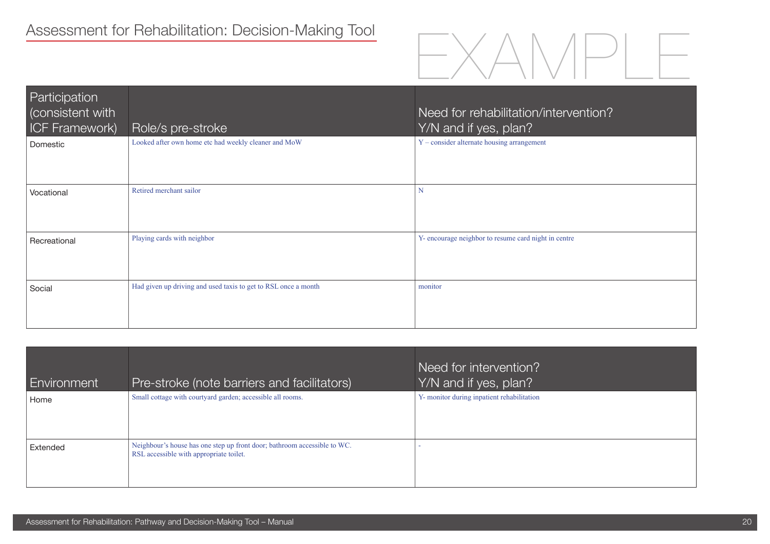# Assessment for Rehabilitation: Decision-Making Tool

EXAMPLE

| Participation (consistent with ICF Framework) | Role/s pre-stroke | Need for rehabilitation/intervention? Y/N and if yes, plan? |
|---|---|---|
| Domestic | Looked after own home etc had weekly cleaner and MoW | Y – consider alternate housing arrangement |
| Vocational | Retired merchant sailor | N |
| Recreational | Playing cards with neighbor | Y- encourage neighbor to resume card night in centre |
| Social | Had given up driving and used taxis to get to RSL once a month | monitor |

| Environment | Pre-stroke (note barriers and facilitators) | Need for intervention? Y/N and if yes, plan? |
|---|---|---|
| Home | Small cottage with courtyard garden; accessible all rooms. | Y- monitor during inpatient rehabilitation |
| Extended | Neighbour's house has one step up front door; bathroom accessible to WC. RSL accessible with appropriate toilet. | - |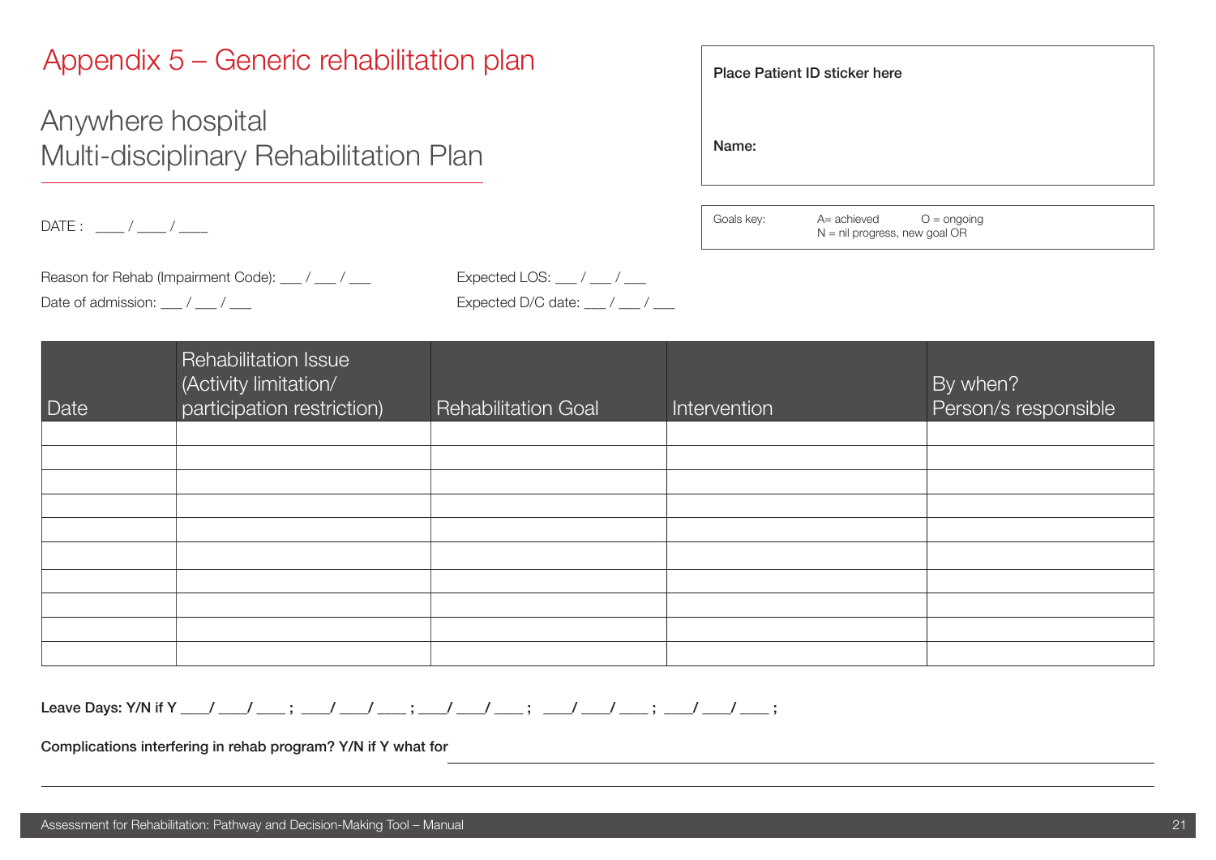# Appendix 5 – Generic rehabilitation plan

## Anywhere hospital
## Multi-disciplinary Rehabilitation Plan

**Place Patient ID sticker here**

**Name:**

DATE : ____ / ____ / ____

Goals key: A= achieved O = ongoing N = nil progress, new goal OR

Reason for Rehab (Impairment Code): ___ / ___ / ___

Expected LOS: ___ / ___ / ___

Date of admission: ___ / ___ / ___

Expected D/C date: ___ / ___ / ___

| Date | Rehabilitation Issue (Activity limitation/ participation restriction) | Rehabilitation Goal | Intervention | By when? Person/s responsible |
|---|---|---|---|---|
| | | | | |
| | | | | |
| | | | | |
| | | | | |
| | | | | |
| | | | | |
| | | | | |
| | | | | |
| | | | | |
| | | | | |

**Leave Days: Y/N if Y ___/ ___/ ___ ; ___/ ___/ ___ ; ___/ ___/ ___ ; ___/ ___/ ___ ; ___/ ___/ ___ ;**

**Complications interfering in rehab program? Y/N if Y what for** ______________________________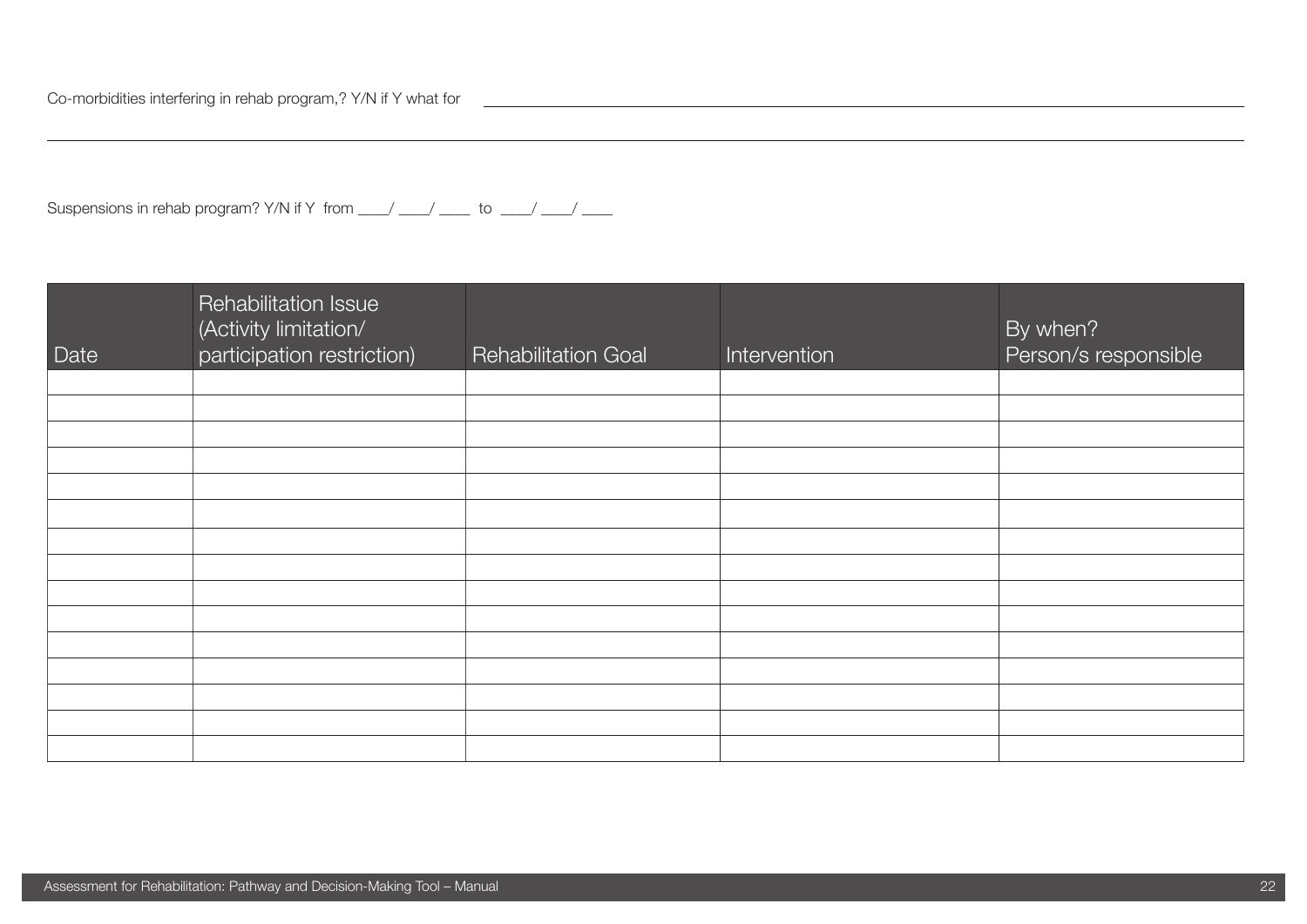Co-morbidities interfering in rehab program,? Y/N if Y what for ______________________________________________

______________________________________________

Suspensions in rehab program? Y/N if Y from ____/ ____/ ____ to ____/ ____/ ____

| Date | Rehabilitation Issue (Activity limitation/ participation restriction) | Rehabilitation Goal | Intervention | By when? Person/s responsible |
|---|---|---|---|---|
| | | | | |
| | | | | |
| | | | | |
| | | | | |
| | | | | |
| | | | | |
| | | | | |
| | | | | |
| | | | | |
| | | | | |
| | | | | |
| | | | | |
| | | | | |
| | | | | |
| | | | | |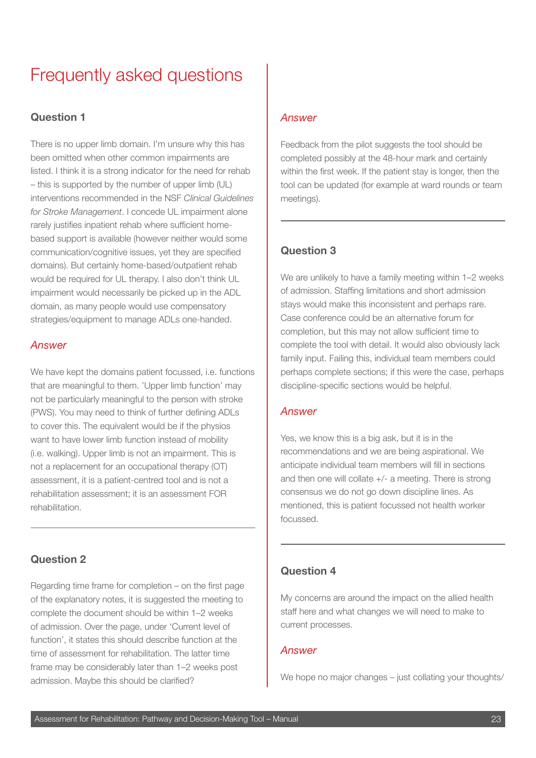# Frequently asked questions

### Question 1

There is no upper limb domain. I'm unsure why this has been omitted when other common impairments are listed. I think it is a strong indicator for the need for rehab – this is supported by the number of upper limb (UL) interventions recommended in the NSF *Clinical Guidelines for Stroke Management*. I concede UL impairment alone rarely justifies inpatient rehab where sufficient home-based support is available (however neither would some communication/cognitive issues, yet they are specified domains). But certainly home-based/outpatient rehab would be required for UL therapy. I also don't think UL impairment would necessarily be picked up in the ADL domain, as many people would use compensatory strategies/equipment to manage ADLs one-handed.

#### *Answer*

We have kept the domains patient focussed, i.e. functions that are meaningful to them. 'Upper limb function' may not be particularly meaningful to the person with stroke (PWS). You may need to think of further defining ADLs to cover this. The equivalent would be if the physios want to have lower limb function instead of mobility (i.e. walking). Upper limb is not an impairment. This is not a replacement for an occupational therapy (OT) assessment, it is a patient-centred tool and is not a rehabilitation assessment; it is an assessment FOR rehabilitation.

---

### Question 2

Regarding time frame for completion – on the first page of the explanatory notes, it is suggested the meeting to complete the document should be within 1–2 weeks of admission. Over the page, under 'Current level of function', it states this should describe function at the time of assessment for rehabilitation. The latter time frame may be considerably later than 1–2 weeks post admission. Maybe this should be clarified?

#### *Answer*

Feedback from the pilot suggests the tool should be completed possibly at the 48-hour mark and certainly within the first week. If the patient stay is longer, then the tool can be updated (for example at ward rounds or team meetings).

---

### Question 3

We are unlikely to have a family meeting within 1–2 weeks of admission. Staffing limitations and short admission stays would make this inconsistent and perhaps rare. Case conference could be an alternative forum for completion, but this may not allow sufficient time to complete the tool with detail. It would also obviously lack family input. Failing this, individual team members could perhaps complete sections; if this were the case, perhaps discipline-specific sections would be helpful.

#### *Answer*

Yes, we know this is a big ask, but it is in the recommendations and we are being aspirational. We anticipate individual team members will fill in sections and then one will collate +/- a meeting. There is strong consensus we do not go down discipline lines. As mentioned, this is patient focussed not health worker focussed.

---

### Question 4

My concerns are around the impact on the allied health staff here and what changes we will need to make to current processes.

#### *Answer*

We hope no major changes – just collating your thoughts/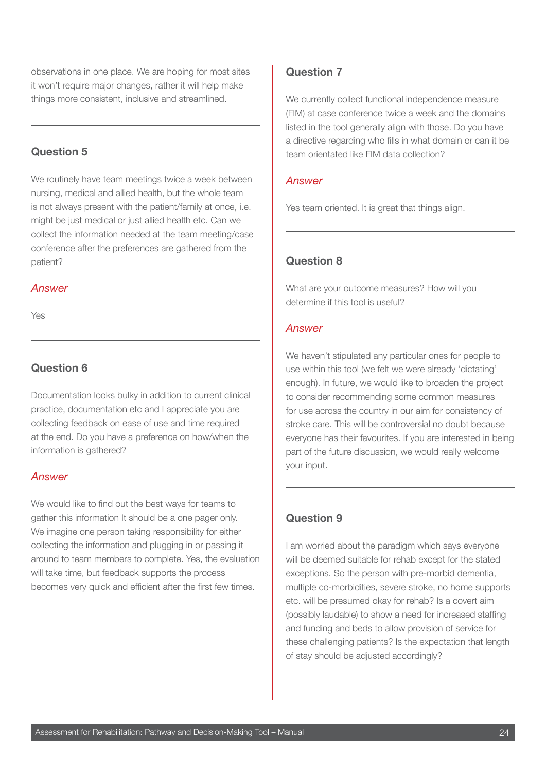observations in one place. We are hoping for most sites it won't require major changes, rather it will help make things more consistent, inclusive and streamlined.

---

### Question 5

We routinely have team meetings twice a week between nursing, medical and allied health, but the whole team is not always present with the patient/family at once, i.e. might be just medical or just allied health etc. Can we collect the information needed at the team meeting/case conference after the preferences are gathered from the patient?

*Answer*

Yes

---

### Question 6

Documentation looks bulky in addition to current clinical practice, documentation etc and I appreciate you are collecting feedback on ease of use and time required at the end. Do you have a preference on how/when the information is gathered?

*Answer*

We would like to find out the best ways for teams to gather this information It should be a one pager only. We imagine one person taking responsibility for either collecting the information and plugging in or passing it around to team members to complete. Yes, the evaluation will take time, but feedback supports the process becomes very quick and efficient after the first few times.

### Question 7

We currently collect functional independence measure (FIM) at case conference twice a week and the domains listed in the tool generally align with those. Do you have a directive regarding who fills in what domain or can it be team orientated like FIM data collection?

*Answer*

Yes team oriented. It is great that things align.

---

### Question 8

What are your outcome measures? How will you determine if this tool is useful?

*Answer*

We haven't stipulated any particular ones for people to use within this tool (we felt we were already 'dictating' enough). In future, we would like to broaden the project to consider recommending some common measures for use across the country in our aim for consistency of stroke care. This will be controversial no doubt because everyone has their favourites. If you are interested in being part of the future discussion, we would really welcome your input.

---

### Question 9

I am worried about the paradigm which says everyone will be deemed suitable for rehab except for the stated exceptions. So the person with pre-morbid dementia, multiple co-morbidities, severe stroke, no home supports etc. will be presumed okay for rehab? Is a covert aim (possibly laudable) to show a need for increased staffing and funding and beds to allow provision of service for these challenging patients? Is the expectation that length of stay should be adjusted accordingly?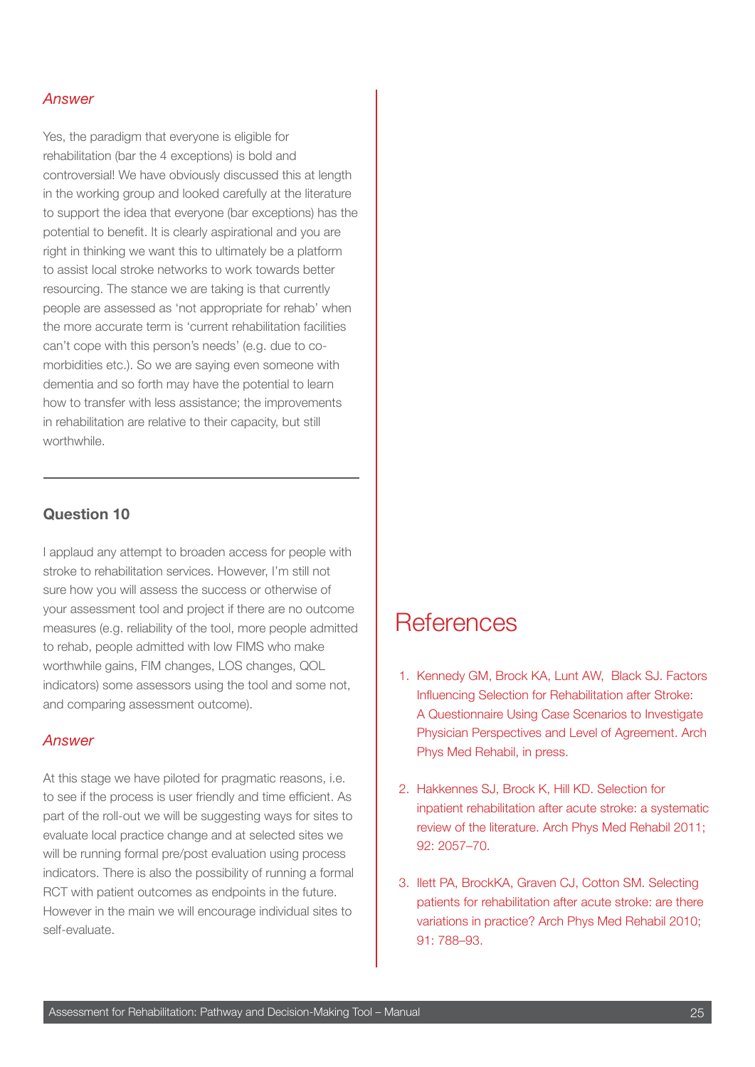### *Answer*

Yes, the paradigm that everyone is eligible for rehabilitation (bar the 4 exceptions) is bold and controversial! We have obviously discussed this at length in the working group and looked carefully at the literature to support the idea that everyone (bar exceptions) has the potential to benefit. It is clearly aspirational and you are right in thinking we want this to ultimately be a platform to assist local stroke networks to work towards better resourcing. The stance we are taking is that currently people are assessed as 'not appropriate for rehab' when the more accurate term is 'current rehabilitation facilities can't cope with this person's needs' (e.g. due to co-morbidities etc.). So we are saying even someone with dementia and so forth may have the potential to learn how to transfer with less assistance; the improvements in rehabilitation are relative to their capacity, but still worthwhile.

---

### Question 10

I applaud any attempt to broaden access for people with stroke to rehabilitation services. However, I'm still not sure how you will assess the success or otherwise of your assessment tool and project if there are no outcome measures (e.g. reliability of the tool, more people admitted to rehab, people admitted with low FIMS who make worthwhile gains, FIM changes, LOS changes, QOL indicators) some assessors using the tool and some not, and comparing assessment outcome).

### *Answer*

At this stage we have piloted for pragmatic reasons, i.e. to see if the process is user friendly and time efficient. As part of the roll-out we will be suggesting ways for sites to evaluate local practice change and at selected sites we will be running formal pre/post evaluation using process indicators. There is also the possibility of running a formal RCT with patient outcomes as endpoints in the future. However in the main we will encourage individual sites to self-evaluate.

# References

1. Kennedy GM, Brock KA, Lunt AW, Black SJ. Factors Influencing Selection for Rehabilitation after Stroke: A Questionnaire Using Case Scenarios to Investigate Physician Perspectives and Level of Agreement. Arch Phys Med Rehabil, in press.
2. Hakkennes SJ, Brock K, Hill KD. Selection for inpatient rehabilitation after acute stroke: a systematic review of the literature. Arch Phys Med Rehabil 2011; 92: 2057–70.
3. Ilett PA, BrockKA, Graven CJ, Cotton SM. Selecting patients for rehabilitation after acute stroke: are there variations in practice? Arch Phys Med Rehabil 2010; 91: 788–93.